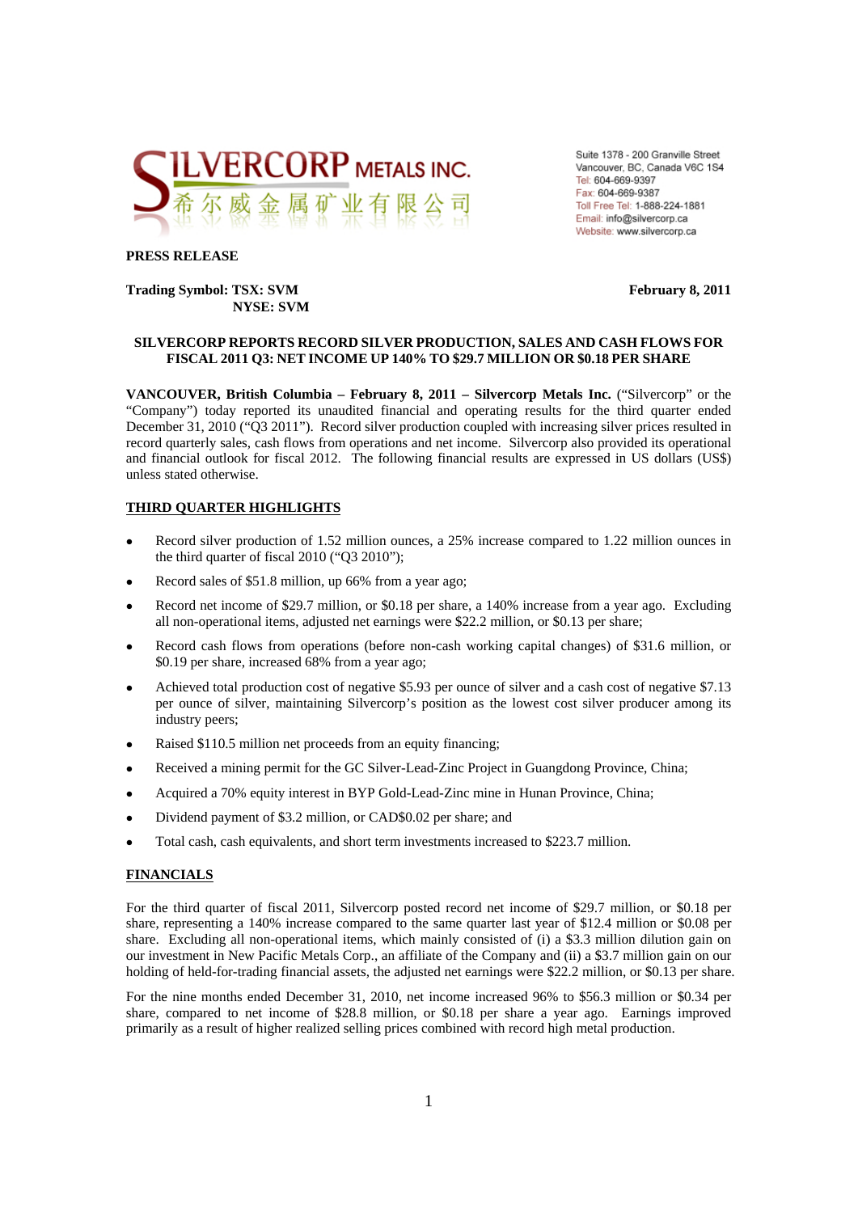**SILVERCORP METALS INC.**
希尔威金属矿业有限公司

Suite 1378 - 200 Granville Street
Vancouver, BC, Canada V6C 1S4
Tel: 604-669-9397
Fax: 604-669-9387
Toll Free Tel: 1-888-224-1881
Email: info@silvercorp.ca
Website: www.silvercorp.ca

**PRESS RELEASE**

**Trading Symbol: TSX: SVM**
**NYSE: SVM**

**February 8, 2011**

**SILVERCORP REPORTS RECORD SILVER PRODUCTION, SALES AND CASH FLOWS FOR FISCAL 2011 Q3: NET INCOME UP 140% TO $29.7 MILLION OR $0.18 PER SHARE**

**VANCOUVER, British Columbia – February 8, 2011 – Silvercorp Metals Inc.** ("Silvercorp" or the "Company") today reported its unaudited financial and operating results for the third quarter ended December 31, 2010 ("Q3 2011"). Record silver production coupled with increasing silver prices resulted in record quarterly sales, cash flows from operations and net income. Silvercorp also provided its operational and financial outlook for fiscal 2012. The following financial results are expressed in US dollars (US$) unless stated otherwise.

## THIRD QUARTER HIGHLIGHTS

- Record silver production of 1.52 million ounces, a 25% increase compared to 1.22 million ounces in the third quarter of fiscal 2010 ("Q3 2010");
- Record sales of $51.8 million, up 66% from a year ago;
- Record net income of $29.7 million, or $0.18 per share, a 140% increase from a year ago. Excluding all non-operational items, adjusted net earnings were $22.2 million, or $0.13 per share;
- Record cash flows from operations (before non-cash working capital changes) of $31.6 million, or $0.19 per share, increased 68% from a year ago;
- Achieved total production cost of negative $5.93 per ounce of silver and a cash cost of negative $7.13 per ounce of silver, maintaining Silvercorp's position as the lowest cost silver producer among its industry peers;
- Raised $110.5 million net proceeds from an equity financing;
- Received a mining permit for the GC Silver-Lead-Zinc Project in Guangdong Province, China;
- Acquired a 70% equity interest in BYP Gold-Lead-Zinc mine in Hunan Province, China;
- Dividend payment of $3.2 million, or CAD$0.02 per share; and
- Total cash, cash equivalents, and short term investments increased to $223.7 million.

## FINANCIALS

For the third quarter of fiscal 2011, Silvercorp posted record net income of $29.7 million, or $0.18 per share, representing a 140% increase compared to the same quarter last year of $12.4 million or $0.08 per share. Excluding all non-operational items, which mainly consisted of (i) a $3.3 million dilution gain on our investment in New Pacific Metals Corp., an affiliate of the Company and (ii) a $3.7 million gain on our holding of held-for-trading financial assets, the adjusted net earnings were $22.2 million, or $0.13 per share.

For the nine months ended December 31, 2010, net income increased 96% to $56.3 million or $0.34 per share, compared to net income of $28.8 million, or $0.18 per share a year ago. Earnings improved primarily as a result of higher realized selling prices combined with record high metal production.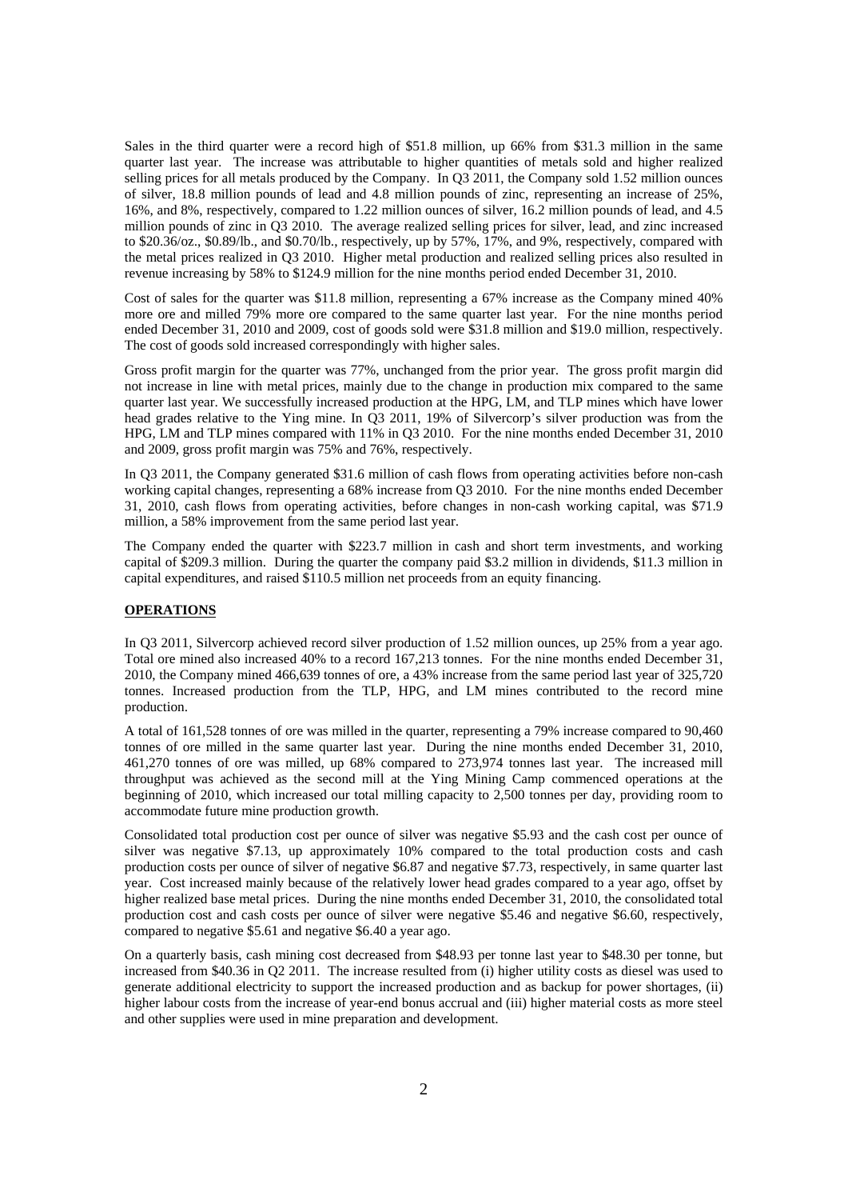Sales in the third quarter were a record high of $51.8 million, up 66% from $31.3 million in the same quarter last year. The increase was attributable to higher quantities of metals sold and higher realized selling prices for all metals produced by the Company. In Q3 2011, the Company sold 1.52 million ounces of silver, 18.8 million pounds of lead and 4.8 million pounds of zinc, representing an increase of 25%, 16%, and 8%, respectively, compared to 1.22 million ounces of silver, 16.2 million pounds of lead, and 4.5 million pounds of zinc in Q3 2010. The average realized selling prices for silver, lead, and zinc increased to $20.36/oz., $0.89/lb., and $0.70/lb., respectively, up by 57%, 17%, and 9%, respectively, compared with the metal prices realized in Q3 2010. Higher metal production and realized selling prices also resulted in revenue increasing by 58% to $124.9 million for the nine months period ended December 31, 2010.

Cost of sales for the quarter was $11.8 million, representing a 67% increase as the Company mined 40% more ore and milled 79% more ore compared to the same quarter last year. For the nine months period ended December 31, 2010 and 2009, cost of goods sold were $31.8 million and $19.0 million, respectively. The cost of goods sold increased correspondingly with higher sales.

Gross profit margin for the quarter was 77%, unchanged from the prior year. The gross profit margin did not increase in line with metal prices, mainly due to the change in production mix compared to the same quarter last year. We successfully increased production at the HPG, LM, and TLP mines which have lower head grades relative to the Ying mine. In Q3 2011, 19% of Silvercorp's silver production was from the HPG, LM and TLP mines compared with 11% in Q3 2010. For the nine months ended December 31, 2010 and 2009, gross profit margin was 75% and 76%, respectively.

In Q3 2011, the Company generated $31.6 million of cash flows from operating activities before non-cash working capital changes, representing a 68% increase from Q3 2010. For the nine months ended December 31, 2010, cash flows from operating activities, before changes in non-cash working capital, was $71.9 million, a 58% improvement from the same period last year.

The Company ended the quarter with $223.7 million in cash and short term investments, and working capital of $209.3 million. During the quarter the company paid $3.2 million in dividends, $11.3 million in capital expenditures, and raised $110.5 million net proceeds from an equity financing.

## OPERATIONS

In Q3 2011, Silvercorp achieved record silver production of 1.52 million ounces, up 25% from a year ago. Total ore mined also increased 40% to a record 167,213 tonnes. For the nine months ended December 31, 2010, the Company mined 466,639 tonnes of ore, a 43% increase from the same period last year of 325,720 tonnes. Increased production from the TLP, HPG, and LM mines contributed to the record mine production.

A total of 161,528 tonnes of ore was milled in the quarter, representing a 79% increase compared to 90,460 tonnes of ore milled in the same quarter last year. During the nine months ended December 31, 2010, 461,270 tonnes of ore was milled, up 68% compared to 273,974 tonnes last year. The increased mill throughput was achieved as the second mill at the Ying Mining Camp commenced operations at the beginning of 2010, which increased our total milling capacity to 2,500 tonnes per day, providing room to accommodate future mine production growth.

Consolidated total production cost per ounce of silver was negative $5.93 and the cash cost per ounce of silver was negative $7.13, up approximately 10% compared to the total production costs and cash production costs per ounce of silver of negative $6.87 and negative $7.73, respectively, in same quarter last year. Cost increased mainly because of the relatively lower head grades compared to a year ago, offset by higher realized base metal prices. During the nine months ended December 31, 2010, the consolidated total production cost and cash costs per ounce of silver were negative $5.46 and negative $6.60, respectively, compared to negative $5.61 and negative $6.40 a year ago.

On a quarterly basis, cash mining cost decreased from $48.93 per tonne last year to $48.30 per tonne, but increased from $40.36 in Q2 2011. The increase resulted from (i) higher utility costs as diesel was used to generate additional electricity to support the increased production and as backup for power shortages, (ii) higher labour costs from the increase of year-end bonus accrual and (iii) higher material costs as more steel and other supplies were used in mine preparation and development.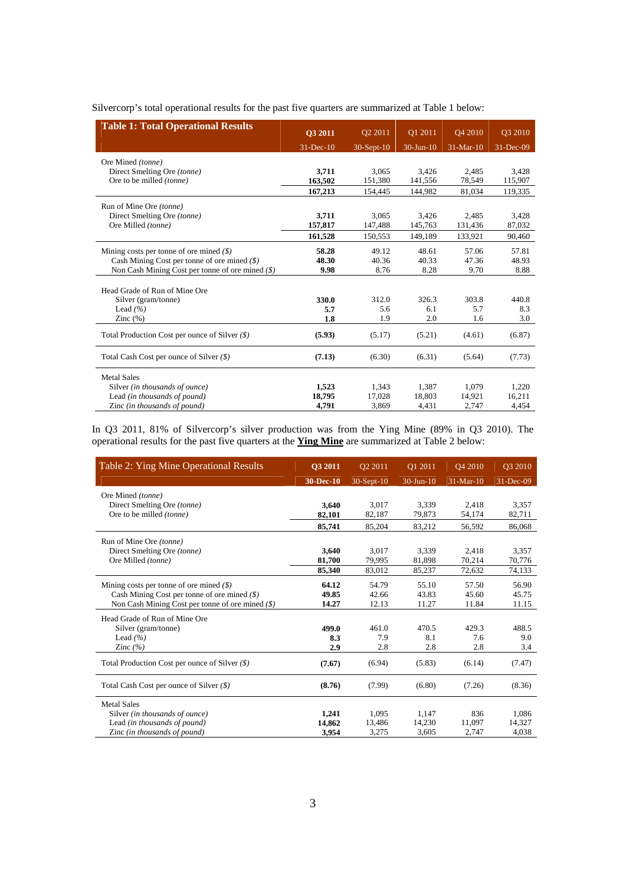Silvercorp's total operational results for the past five quarters are summarized at Table 1 below:

| **Table 1: Total Operational Results** | **Q3 2011** | Q2 2011 | Q1 2011 | Q4 2010 | Q3 2010 |
|---|---|---|---|---|---|
| | 31-Dec-10 | 30-Sept-10 | 30-Jun-10 | 31-Mar-10 | 31-Dec-09 |
| Ore Mined *(tonne)* | | | | | |
| Direct Smelting Ore *(tonne)* | **3,711** | 3,065 | 3,426 | 2,485 | 3,428 |
| Ore to be milled *(tonne)* | **163,502** | 151,380 | 141,556 | 78,549 | 115,907 |
| | **167,213** | 154,445 | 144,982 | 81,034 | 119,335 |
| Run of Mine Ore *(tonne)* | | | | | |
| Direct Smelting Ore *(tonne)* | **3,711** | 3,065 | 3,426 | 2,485 | 3,428 |
| Ore Milled *(tonne)* | **157,817** | 147,488 | 145,763 | 131,436 | 87,032 |
| | **161,528** | 150,553 | 149,189 | 133,921 | 90,460 |
| Mining costs per tonne of ore mined *($)* | **58.28** | 49.12 | 48.61 | 57.06 | 57.81 |
| Cash Mining Cost per tonne of ore mined *($)* | **48.30** | 40.36 | 40.33 | 47.36 | 48.93 |
| Non Cash Mining Cost per tonne of ore mined *($)* | **9.98** | 8.76 | 8.28 | 9.70 | 8.88 |
| Head Grade of Run of Mine Ore | | | | | |
| Silver (gram/tonne) | **330.0** | 312.0 | 326.3 | 303.8 | 440.8 |
| Lead *(%)* | **5.7** | 5.6 | 6.1 | 5.7 | 8.3 |
| Zinc (%) | **1.8** | 1.9 | 2.0 | 1.6 | 3.0 |
| Total Production Cost per ounce of Silver *($)* | **(5.93)** | (5.17) | (5.21) | (4.61) | (6.87) |
| Total Cash Cost per ounce of Silver *($)* | **(7.13)** | (6.30) | (6.31) | (5.64) | (7.73) |
| Metal Sales | | | | | |
| Silver *(in thousands of ounce)* | **1,523** | 1,343 | 1,387 | 1,079 | 1,220 |
| Lead *(in thousands of pound)* | **18,795** | 17,028 | 18,803 | 14,921 | 16,211 |
| Zinc *(in thousands of pound)* | **4,791** | 3,869 | 4,431 | 2,747 | 4,454 |

In Q3 2011, 81% of Silvercorp's silver production was from the Ying Mine (89% in Q3 2010). The operational results for the past five quarters at the **Ying Mine** are summarized at Table 2 below:

| Table 2: Ying Mine Operational Results | **Q3 2011** | Q2 2011 | Q1 2011 | Q4 2010 | Q3 2010 |
|---|---|---|---|---|---|
| | **30-Dec-10** | 30-Sept-10 | 30-Jun-10 | 31-Mar-10 | 31-Dec-09 |
| Ore Mined *(tonne)* | | | | | |
| Direct Smelting Ore *(tonne)* | **3,640** | 3,017 | 3,339 | 2,418 | 3,357 |
| Ore to be milled *(tonne)* | **82,101** | 82,187 | 79,873 | 54,174 | 82,711 |
| | **85,741** | 85,204 | 83,212 | 56,592 | 86,068 |
| Run of Mine Ore *(tonne)* | | | | | |
| Direct Smelting Ore *(tonne)* | **3,640** | 3,017 | 3,339 | 2,418 | 3,357 |
| Ore Milled *(tonne)* | **81,700** | 79,995 | 81,898 | 70,214 | 70,776 |
| | **85,340** | 83,012 | 85,237 | 72,632 | 74,133 |
| Mining costs per tonne of ore mined *($)* | **64.12** | 54.79 | 55.10 | 57.50 | 56.90 |
| Cash Mining Cost per tonne of ore mined *($)* | **49.85** | 42.66 | 43.83 | 45.60 | 45.75 |
| Non Cash Mining Cost per tonne of ore mined *($)* | **14.27** | 12.13 | 11.27 | 11.84 | 11.15 |
| Head Grade of Run of Mine Ore | | | | | |
| Silver (gram/tonne) | **499.0** | 461.0 | 470.5 | 429.3 | 488.5 |
| Lead *(%)* | **8.3** | 7.9 | 8.1 | 7.6 | 9.0 |
| Zinc *(%)* | **2.9** | 2.8 | 2.8 | 2.8 | 3.4 |
| Total Production Cost per ounce of Silver *($)* | **(7.67)** | (6.94) | (5.83) | (6.14) | (7.47) |
| Total Cash Cost per ounce of Silver *($)* | **(8.76)** | (7.99) | (6.80) | (7.26) | (8.36) |
| Metal Sales | | | | | |
| Silver *(in thousands of ounce)* | **1,241** | 1,095 | 1,147 | 836 | 1,086 |
| Lead *(in thousands of pound)* | **14,862** | 13,486 | 14,230 | 11,097 | 14,327 |
| Zinc *(in thousands of pound)* | **3,954** | 3,275 | 3,605 | 2,747 | 4,038 |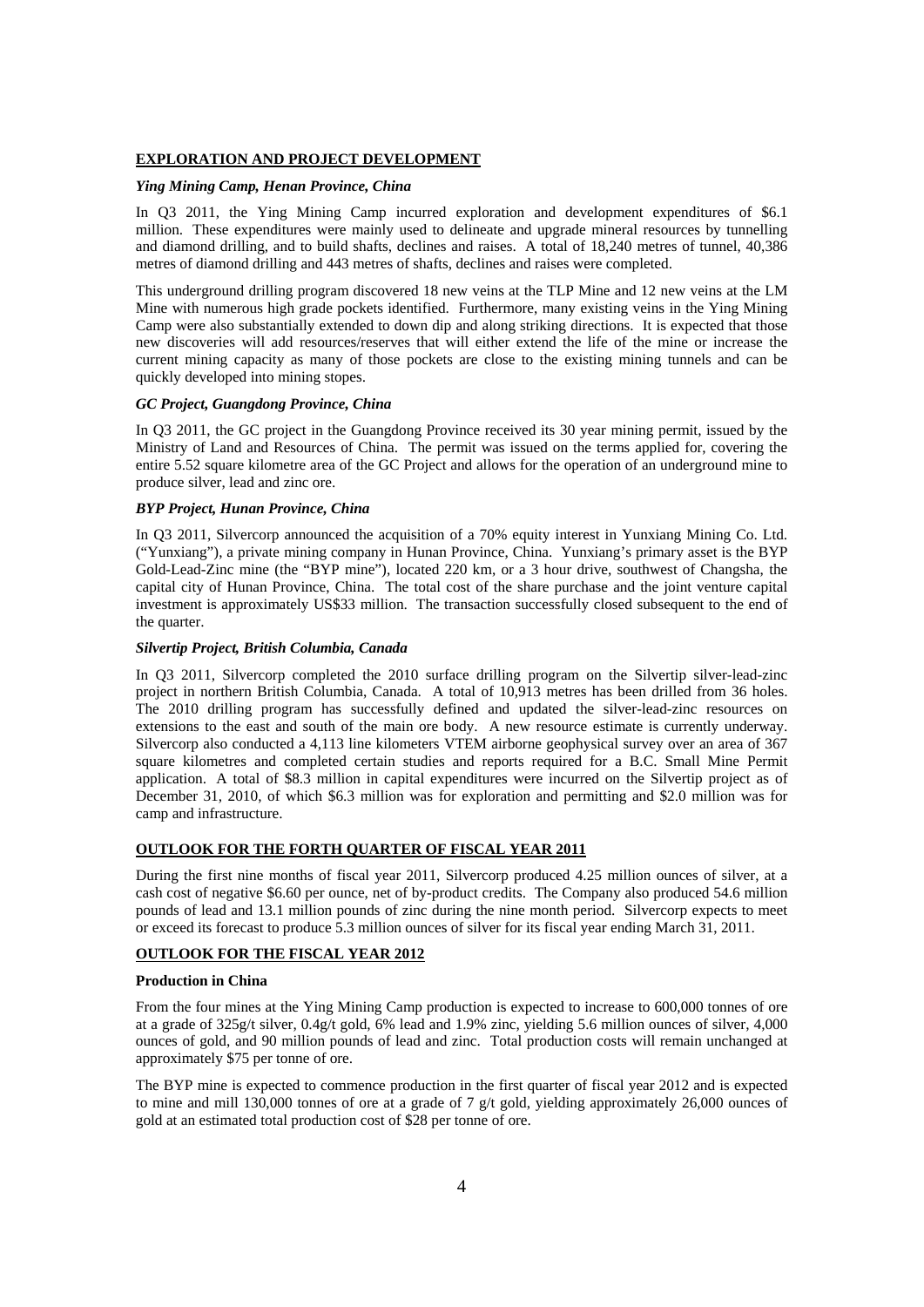## EXPLORATION AND PROJECT DEVELOPMENT

### *Ying Mining Camp, Henan Province, China*

In Q3 2011, the Ying Mining Camp incurred exploration and development expenditures of $6.1 million. These expenditures were mainly used to delineate and upgrade mineral resources by tunnelling and diamond drilling, and to build shafts, declines and raises. A total of 18,240 metres of tunnel, 40,386 metres of diamond drilling and 443 metres of shafts, declines and raises were completed.

This underground drilling program discovered 18 new veins at the TLP Mine and 12 new veins at the LM Mine with numerous high grade pockets identified. Furthermore, many existing veins in the Ying Mining Camp were also substantially extended to down dip and along striking directions. It is expected that those new discoveries will add resources/reserves that will either extend the life of the mine or increase the current mining capacity as many of those pockets are close to the existing mining tunnels and can be quickly developed into mining stopes.

### *GC Project, Guangdong Province, China*

In Q3 2011, the GC project in the Guangdong Province received its 30 year mining permit, issued by the Ministry of Land and Resources of China. The permit was issued on the terms applied for, covering the entire 5.52 square kilometre area of the GC Project and allows for the operation of an underground mine to produce silver, lead and zinc ore.

### *BYP Project, Hunan Province, China*

In Q3 2011, Silvercorp announced the acquisition of a 70% equity interest in Yunxiang Mining Co. Ltd. ("Yunxiang"), a private mining company in Hunan Province, China. Yunxiang's primary asset is the BYP Gold-Lead-Zinc mine (the "BYP mine"), located 220 km, or a 3 hour drive, southwest of Changsha, the capital city of Hunan Province, China. The total cost of the share purchase and the joint venture capital investment is approximately US$33 million. The transaction successfully closed subsequent to the end of the quarter.

### *Silvertip Project, British Columbia, Canada*

In Q3 2011, Silvercorp completed the 2010 surface drilling program on the Silvertip silver-lead-zinc project in northern British Columbia, Canada. A total of 10,913 metres has been drilled from 36 holes. The 2010 drilling program has successfully defined and updated the silver-lead-zinc resources on extensions to the east and south of the main ore body. A new resource estimate is currently underway. Silvercorp also conducted a 4,113 line kilometers VTEM airborne geophysical survey over an area of 367 square kilometres and completed certain studies and reports required for a B.C. Small Mine Permit application. A total of $8.3 million in capital expenditures were incurred on the Silvertip project as of December 31, 2010, of which $6.3 million was for exploration and permitting and $2.0 million was for camp and infrastructure.

## OUTLOOK FOR THE FORTH QUARTER OF FISCAL YEAR 2011

During the first nine months of fiscal year 2011, Silvercorp produced 4.25 million ounces of silver, at a cash cost of negative $6.60 per ounce, net of by-product credits. The Company also produced 54.6 million pounds of lead and 13.1 million pounds of zinc during the nine month period. Silvercorp expects to meet or exceed its forecast to produce 5.3 million ounces of silver for its fiscal year ending March 31, 2011.

## OUTLOOK FOR THE FISCAL YEAR 2012

### Production in China

From the four mines at the Ying Mining Camp production is expected to increase to 600,000 tonnes of ore at a grade of 325g/t silver, 0.4g/t gold, 6% lead and 1.9% zinc, yielding 5.6 million ounces of silver, 4,000 ounces of gold, and 90 million pounds of lead and zinc. Total production costs will remain unchanged at approximately $75 per tonne of ore.

The BYP mine is expected to commence production in the first quarter of fiscal year 2012 and is expected to mine and mill 130,000 tonnes of ore at a grade of 7 g/t gold, yielding approximately 26,000 ounces of gold at an estimated total production cost of $28 per tonne of ore.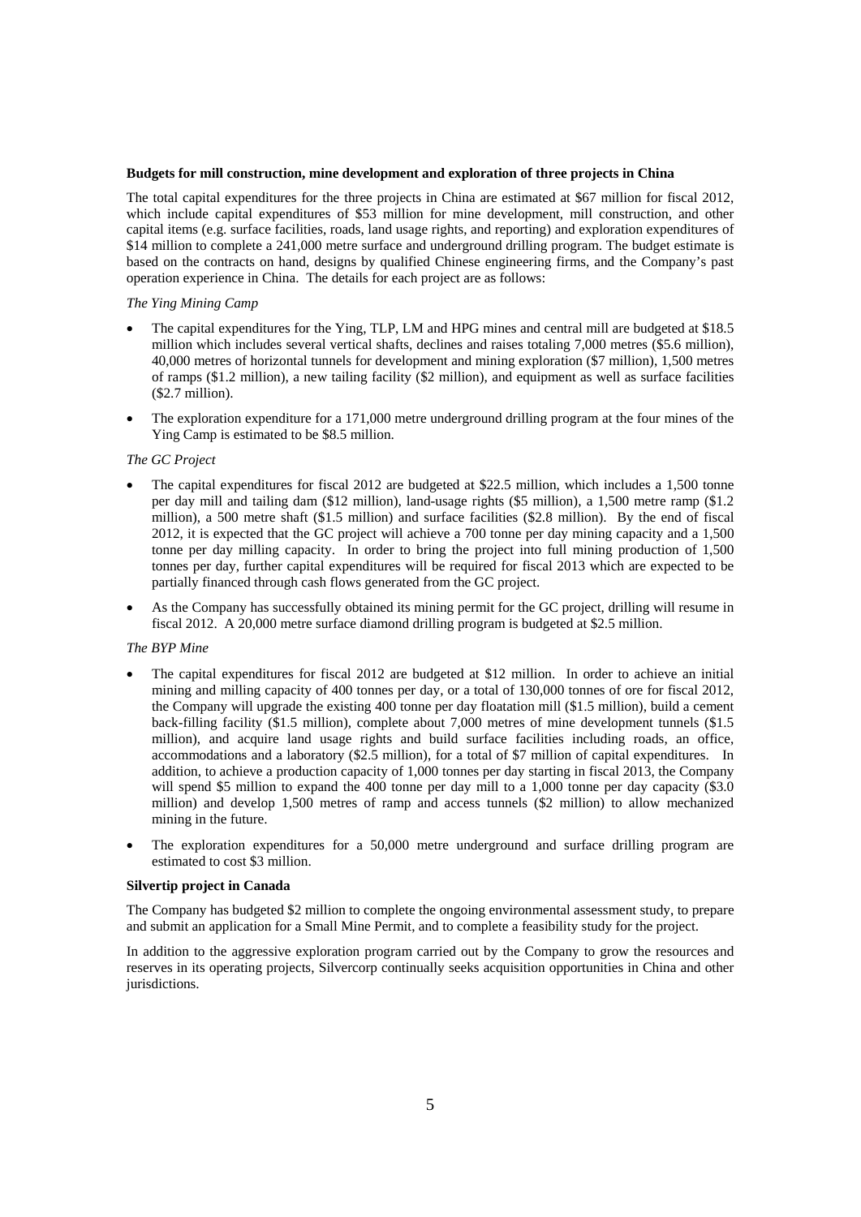**Budgets for mill construction, mine development and exploration of three projects in China**

The total capital expenditures for the three projects in China are estimated at $67 million for fiscal 2012, which include capital expenditures of $53 million for mine development, mill construction, and other capital items (e.g. surface facilities, roads, land usage rights, and reporting) and exploration expenditures of $14 million to complete a 241,000 metre surface and underground drilling program. The budget estimate is based on the contracts on hand, designs by qualified Chinese engineering firms, and the Company's past operation experience in China. The details for each project are as follows:

*The Ying Mining Camp*

- The capital expenditures for the Ying, TLP, LM and HPG mines and central mill are budgeted at $18.5 million which includes several vertical shafts, declines and raises totaling 7,000 metres ($5.6 million), 40,000 metres of horizontal tunnels for development and mining exploration ($7 million), 1,500 metres of ramps ($1.2 million), a new tailing facility ($2 million), and equipment as well as surface facilities ($2.7 million).
- The exploration expenditure for a 171,000 metre underground drilling program at the four mines of the Ying Camp is estimated to be $8.5 million.

*The GC Project*

- The capital expenditures for fiscal 2012 are budgeted at $22.5 million, which includes a 1,500 tonne per day mill and tailing dam ($12 million), land-usage rights ($5 million), a 1,500 metre ramp ($1.2 million), a 500 metre shaft ($1.5 million) and surface facilities ($2.8 million). By the end of fiscal 2012, it is expected that the GC project will achieve a 700 tonne per day mining capacity and a 1,500 tonne per day milling capacity. In order to bring the project into full mining production of 1,500 tonnes per day, further capital expenditures will be required for fiscal 2013 which are expected to be partially financed through cash flows generated from the GC project.
- As the Company has successfully obtained its mining permit for the GC project, drilling will resume in fiscal 2012. A 20,000 metre surface diamond drilling program is budgeted at $2.5 million.

*The BYP Mine*

- The capital expenditures for fiscal 2012 are budgeted at $12 million. In order to achieve an initial mining and milling capacity of 400 tonnes per day, or a total of 130,000 tonnes of ore for fiscal 2012, the Company will upgrade the existing 400 tonne per day floatation mill ($1.5 million), build a cement back-filling facility ($1.5 million), complete about 7,000 metres of mine development tunnels ($1.5 million), and acquire land usage rights and build surface facilities including roads, an office, accommodations and a laboratory ($2.5 million), for a total of $7 million of capital expenditures. In addition, to achieve a production capacity of 1,000 tonnes per day starting in fiscal 2013, the Company will spend $5 million to expand the 400 tonne per day mill to a 1,000 tonne per day capacity ($3.0 million) and develop 1,500 metres of ramp and access tunnels ($2 million) to allow mechanized mining in the future.
- The exploration expenditures for a 50,000 metre underground and surface drilling program are estimated to cost $3 million.

**Silvertip project in Canada**

The Company has budgeted $2 million to complete the ongoing environmental assessment study, to prepare and submit an application for a Small Mine Permit, and to complete a feasibility study for the project.

In addition to the aggressive exploration program carried out by the Company to grow the resources and reserves in its operating projects, Silvercorp continually seeks acquisition opportunities in China and other jurisdictions.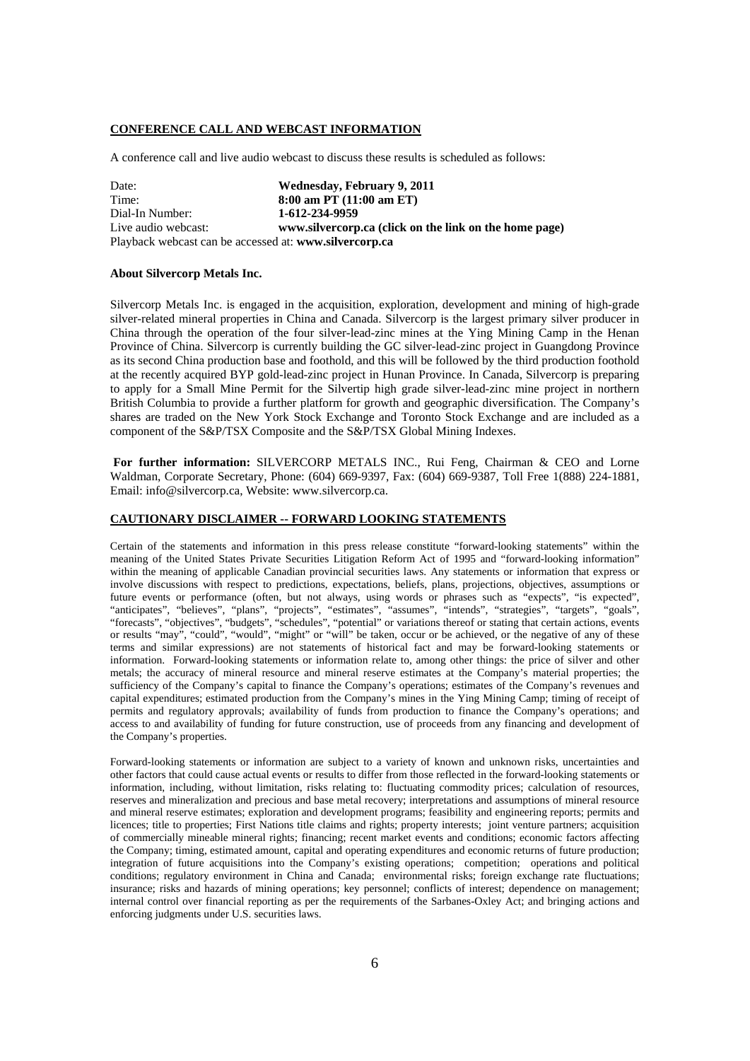## CONFERENCE CALL AND WEBCAST INFORMATION

A conference call and live audio webcast to discuss these results is scheduled as follows:

| | |
|---|---|
| Date: | **Wednesday, February 9, 2011** |
| Time: | **8:00 am PT (11:00 am ET)** |
| Dial-In Number: | **1-612-234-9959** |
| Live audio webcast: | **www.silvercorp.ca (click on the link on the home page)** |

Playback webcast can be accessed at: **www.silvercorp.ca**

### About Silvercorp Metals Inc.

Silvercorp Metals Inc. is engaged in the acquisition, exploration, development and mining of high-grade silver-related mineral properties in China and Canada. Silvercorp is the largest primary silver producer in China through the operation of the four silver-lead-zinc mines at the Ying Mining Camp in the Henan Province of China. Silvercorp is currently building the GC silver-lead-zinc project in Guangdong Province as its second China production base and foothold, and this will be followed by the third production foothold at the recently acquired BYP gold-lead-zinc project in Hunan Province. In Canada, Silvercorp is preparing to apply for a Small Mine Permit for the Silvertip high grade silver-lead-zinc mine project in northern British Columbia to provide a further platform for growth and geographic diversification. The Company's shares are traded on the New York Stock Exchange and Toronto Stock Exchange and are included as a component of the S&P/TSX Composite and the S&P/TSX Global Mining Indexes.

**For further information:** SILVERCORP METALS INC., Rui Feng, Chairman & CEO and Lorne Waldman, Corporate Secretary, Phone: (604) 669-9397, Fax: (604) 669-9387, Toll Free 1(888) 224-1881, Email: info@silvercorp.ca, Website: www.silvercorp.ca.

## CAUTIONARY DISCLAIMER -- FORWARD LOOKING STATEMENTS

Certain of the statements and information in this press release constitute "forward-looking statements" within the meaning of the United States Private Securities Litigation Reform Act of 1995 and "forward-looking information" within the meaning of applicable Canadian provincial securities laws. Any statements or information that express or involve discussions with respect to predictions, expectations, beliefs, plans, projections, objectives, assumptions or future events or performance (often, but not always, using words or phrases such as "expects", "is expected", "anticipates", "believes", "plans", "projects", "estimates", "assumes", "intends", "strategies", "targets", "goals", "forecasts", "objectives", "budgets", "schedules", "potential" or variations thereof or stating that certain actions, events or results "may", "could", "would", "might" or "will" be taken, occur or be achieved, or the negative of any of these terms and similar expressions) are not statements of historical fact and may be forward-looking statements or information. Forward-looking statements or information relate to, among other things: the price of silver and other metals; the accuracy of mineral resource and mineral reserve estimates at the Company's material properties; the sufficiency of the Company's capital to finance the Company's operations; estimates of the Company's revenues and capital expenditures; estimated production from the Company's mines in the Ying Mining Camp; timing of receipt of permits and regulatory approvals; availability of funds from production to finance the Company's operations; and access to and availability of funding for future construction, use of proceeds from any financing and development of the Company's properties.

Forward-looking statements or information are subject to a variety of known and unknown risks, uncertainties and other factors that could cause actual events or results to differ from those reflected in the forward-looking statements or information, including, without limitation, risks relating to: fluctuating commodity prices; calculation of resources, reserves and mineralization and precious and base metal recovery; interpretations and assumptions of mineral resource and mineral reserve estimates; exploration and development programs; feasibility and engineering reports; permits and licences; title to properties; First Nations title claims and rights; property interests; joint venture partners; acquisition of commercially mineable mineral rights; financing; recent market events and conditions; economic factors affecting the Company; timing, estimated amount, capital and operating expenditures and economic returns of future production; integration of future acquisitions into the Company's existing operations; competition; operations and political conditions; regulatory environment in China and Canada; environmental risks; foreign exchange rate fluctuations; insurance; risks and hazards of mining operations; key personnel; conflicts of interest; dependence on management; internal control over financial reporting as per the requirements of the Sarbanes-Oxley Act; and bringing actions and enforcing judgments under U.S. securities laws.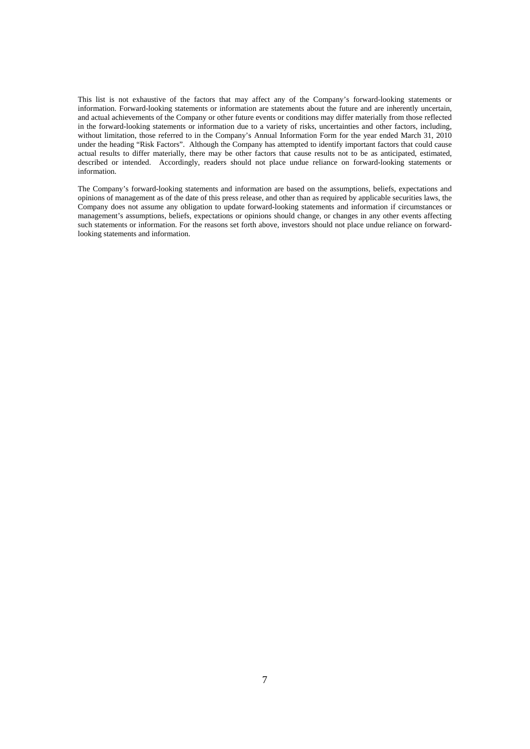This list is not exhaustive of the factors that may affect any of the Company's forward-looking statements or information. Forward-looking statements or information are statements about the future and are inherently uncertain, and actual achievements of the Company or other future events or conditions may differ materially from those reflected in the forward-looking statements or information due to a variety of risks, uncertainties and other factors, including, without limitation, those referred to in the Company's Annual Information Form for the year ended March 31, 2010 under the heading "Risk Factors". Although the Company has attempted to identify important factors that could cause actual results to differ materially, there may be other factors that cause results not to be as anticipated, estimated, described or intended. Accordingly, readers should not place undue reliance on forward-looking statements or information.

The Company's forward-looking statements and information are based on the assumptions, beliefs, expectations and opinions of management as of the date of this press release, and other than as required by applicable securities laws, the Company does not assume any obligation to update forward-looking statements and information if circumstances or management's assumptions, beliefs, expectations or opinions should change, or changes in any other events affecting such statements or information. For the reasons set forth above, investors should not place undue reliance on forward-looking statements and information.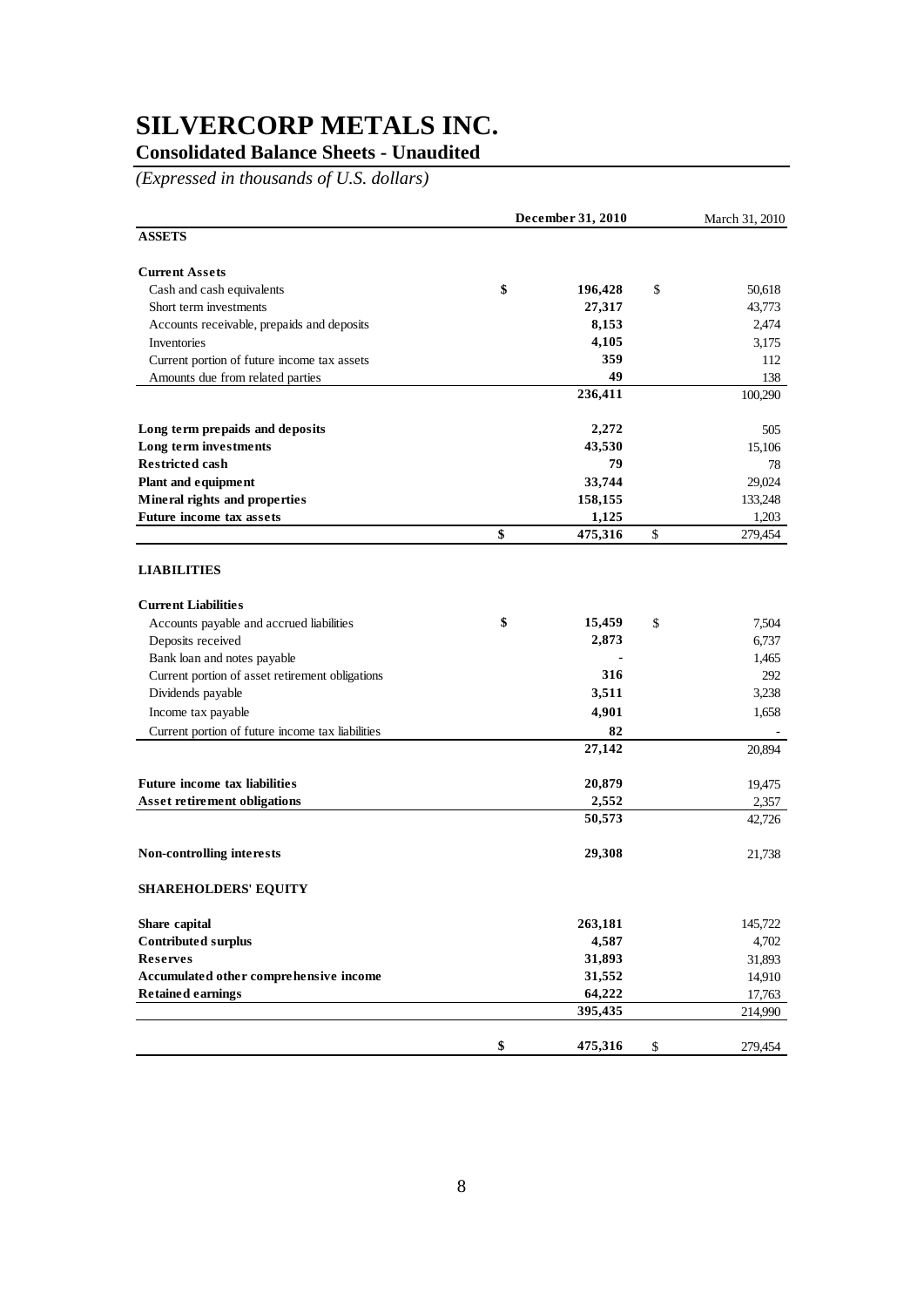# SILVERCORP METALS INC.

## Consolidated Balance Sheets - Unaudited

*(Expressed in thousands of U.S. dollars)*

| | December 31, 2010 | March 31, 2010 |
|---|---|---|
| **ASSETS** | | |
| **Current Assets** | | |
| Cash and cash equivalents | $ 196,428 | $ 50,618 |
| Short term investments | 27,317 | 43,773 |
| Accounts receivable, prepaids and deposits | 8,153 | 2,474 |
| Inventories | 4,105 | 3,175 |
| Current portion of future income tax assets | 359 | 112 |
| Amounts due from related parties | 49 | 138 |
| | 236,411 | 100,290 |
| **Long term prepaids and deposits** | 2,272 | 505 |
| **Long term investments** | 43,530 | 15,106 |
| **Restricted cash** | 79 | 78 |
| **Plant and equipment** | 33,744 | 29,024 |
| **Mineral rights and properties** | 158,155 | 133,248 |
| **Future income tax assets** | 1,125 | 1,203 |
| | $ 475,316 | $ 279,454 |
| **LIABILITIES** | | |
| **Current Liabilities** | | |
| Accounts payable and accrued liabilities | $ 15,459 | $ 7,504 |
| Deposits received | 2,873 | 6,737 |
| Bank loan and notes payable | - | 1,465 |
| Current portion of asset retirement obligations | 316 | 292 |
| Dividends payable | 3,511 | 3,238 |
| Income tax payable | 4,901 | 1,658 |
| Current portion of future income tax liabilities | 82 | - |
| | 27,142 | 20,894 |
| **Future income tax liabilities** | 20,879 | 19,475 |
| **Asset retirement obligations** | 2,552 | 2,357 |
| | 50,573 | 42,726 |
| **Non-controlling interests** | 29,308 | 21,738 |
| **SHAREHOLDERS' EQUITY** | | |
| **Share capital** | 263,181 | 145,722 |
| **Contributed surplus** | 4,587 | 4,702 |
| **Reserves** | 31,893 | 31,893 |
| **Accumulated other comprehensive income** | 31,552 | 14,910 |
| **Retained earnings** | 64,222 | 17,763 |
| | 395,435 | 214,990 |
| | $ 475,316 | $ 279,454 |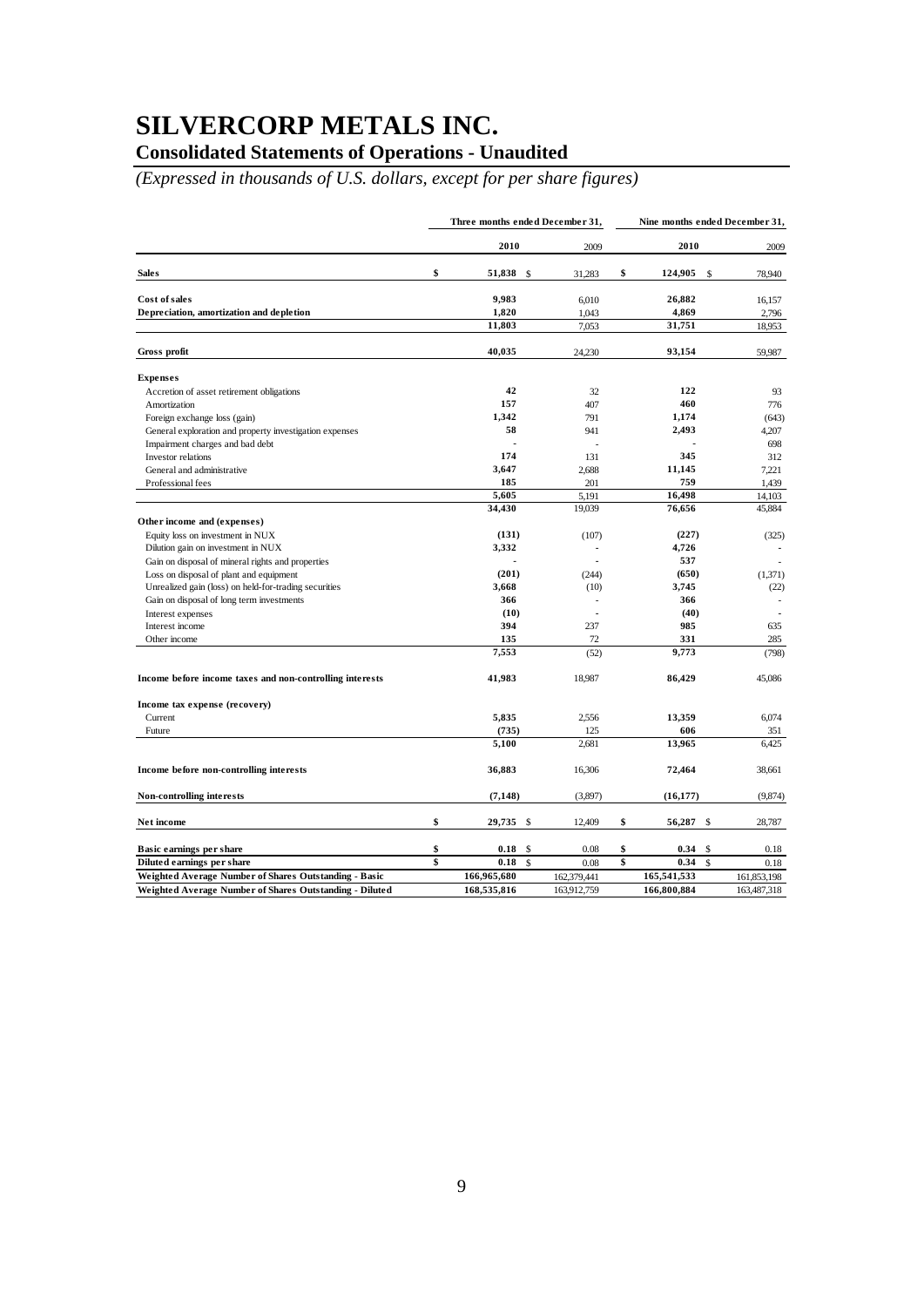# SILVERCORP METALS INC.

## Consolidated Statements of Operations - Unaudited

*(Expressed in thousands of U.S. dollars, except for per share figures)*

| | Three months ended December 31, | | Nine months ended December 31, | |
|---|---|---|---|---|
| | **2010** | 2009 | **2010** | 2009 |
| **Sales** | **$ 51,838** | $ 31,283 | **$ 124,905** | $ 78,940 |
| **Cost of sales** | **9,983** | 6,010 | **26,882** | 16,157 |
| **Depreciation, amortization and depletion** | **1,820** | 1,043 | **4,869** | 2,796 |
| | **11,803** | 7,053 | **31,751** | 18,953 |
| **Gross profit** | **40,035** | 24,230 | **93,154** | 59,987 |
| **Expenses** | | | | |
| Accretion of asset retirement obligations | **42** | 32 | **122** | 93 |
| Amortization | **157** | 407 | **460** | 776 |
| Foreign exchange loss (gain) | **1,342** | 791 | **1,174** | (643) |
| General exploration and property investigation expenses | **58** | 941 | **2,493** | 4,207 |
| Impairment charges and bad debt | - | - | - | 698 |
| Investor relations | **174** | 131 | **345** | 312 |
| General and administrative | **3,647** | 2,688 | **11,145** | 7,221 |
| Professional fees | **185** | 201 | **759** | 1,439 |
| | **5,605** | 5,191 | **16,498** | 14,103 |
| | **34,430** | 19,039 | **76,656** | 45,884 |
| **Other income and (expenses)** | | | | |
| Equity loss on investment in NUX | **(131)** | (107) | **(227)** | (325) |
| Dilution gain on investment in NUX | **3,332** | - | **4,726** | - |
| Gain on disposal of mineral rights and properties | - | - | **537** | - |
| Loss on disposal of plant and equipment | **(201)** | (244) | **(650)** | (1,371) |
| Unrealized gain (loss) on held-for-trading securities | **3,668** | (10) | **3,745** | (22) |
| Gain on disposal of long term investments | **366** | - | **366** | - |
| Interest expenses | **(10)** | - | **(40)** | - |
| Interest income | **394** | 237 | **985** | 635 |
| Other income | **135** | 72 | **331** | 285 |
| | **7,553** | (52) | **9,773** | (798) |
| **Income before income taxes and non-controlling interests** | **41,983** | 18,987 | **86,429** | 45,086 |
| **Income tax expense (recovery)** | | | | |
| Current | **5,835** | 2,556 | **13,359** | 6,074 |
| Future | **(735)** | 125 | **606** | 351 |
| | **5,100** | 2,681 | **13,965** | 6,425 |
| **Income before non-controlling interests** | **36,883** | 16,306 | **72,464** | 38,661 |
| **Non-controlling interests** | **(7,148)** | (3,897) | **(16,177)** | (9,874) |
| **Net income** | **$ 29,735** | $ 12,409 | **$ 56,287** | $ 28,787 |
| **Basic earnings per share** | **$ 0.18** | $ 0.08 | **$ 0.34** | $ 0.18 |
| **Diluted earnings per share** | **$ 0.18** | $ 0.08 | **$ 0.34** | $ 0.18 |
| **Weighted Average Number of Shares Outstanding - Basic** | **166,965,680** | 162,379,441 | **165,541,533** | 161,853,198 |
| **Weighted Average Number of Shares Outstanding - Diluted** | **168,535,816** | 163,912,759 | **166,800,884** | 163,487,318 |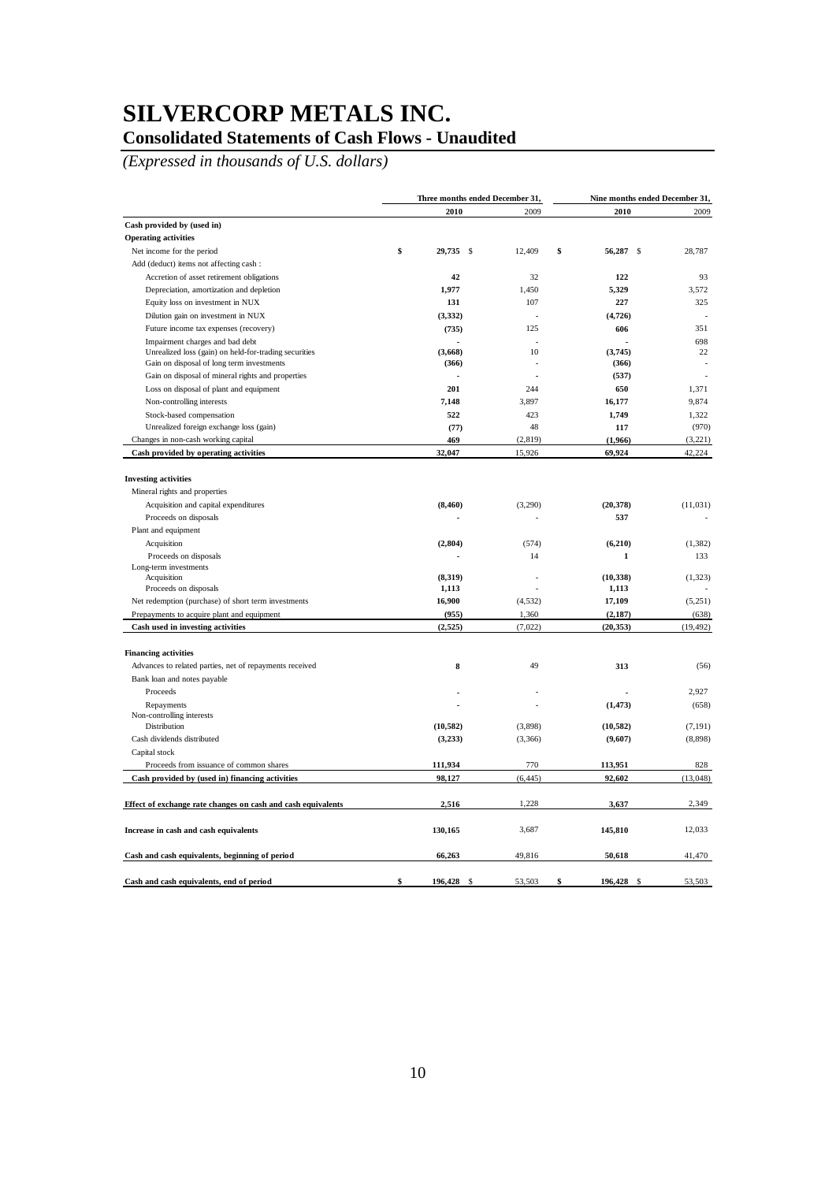# SILVERCORP METALS INC.

## Consolidated Statements of Cash Flows - Unaudited

*(Expressed in thousands of U.S. dollars)*

| | Three months ended December 31, | | Nine months ended December 31, | |
|---|---|---|---|---|
| | **2010** | 2009 | **2010** | 2009 |
| **Cash provided by (used in)** | | | | |
| **Operating activities** | | | | |
| Net income for the period | **$ 29,735** | $ 12,409 | **$ 56,287** | $ 28,787 |
| Add (deduct) items not affecting cash : | | | | |
| Accretion of asset retirement obligations | **42** | 32 | **122** | 93 |
| Depreciation, amortization and depletion | **1,977** | 1,450 | **5,329** | 3,572 |
| Equity loss on investment in NUX | **131** | 107 | **227** | 325 |
| Dilution gain on investment in NUX | **(3,332)** | - | **(4,726)** | - |
| Future income tax expenses (recovery) | **(735)** | 125 | **606** | 351 |
| Impairment charges and bad debt | **-** | - | **-** | 698 |
| Unrealized loss (gain) on held-for-trading securities | **(3,668)** | 10 | **(3,745)** | 22 |
| Gain on disposal of long term investments | **(366)** | - | **(366)** | - |
| Gain on disposal of mineral rights and properties | **-** | - | **(537)** | - |
| Loss on disposal of plant and equipment | **201** | 244 | **650** | 1,371 |
| Non-controlling interests | **7,148** | 3,897 | **16,177** | 9,874 |
| Stock-based compensation | **522** | 423 | **1,749** | 1,322 |
| Unrealized foreign exchange loss (gain) | **(77)** | 48 | **117** | (970) |
| Changes in non-cash working capital | **469** | (2,819) | **(1,966)** | (3,221) |
| **Cash provided by operating activities** | **32,047** | 15,926 | **69,924** | 42,224 |
| | | | | |
| **Investing activities** | | | | |
| Mineral rights and properties | | | | |
| Acquisition and capital expenditures | **(8,460)** | (3,290) | **(20,378)** | (11,031) |
| Proceeds on disposals | **-** | - | **537** | - |
| Plant and equipment | | | | |
| Acquisition | **(2,804)** | (574) | **(6,210)** | (1,382) |
| Proceeds on disposals | **-** | 14 | **1** | 133 |
| Long-term investments | | | | |
| Acquisition | **(8,319)** | - | **(10,338)** | (1,323) |
| Proceeds on disposals | **1,113** | - | **1,113** | - |
| Net redemption (purchase) of short term investments | **16,900** | (4,532) | **17,109** | (5,251) |
| Prepayments to acquire plant and equipment | **(955)** | 1,360 | **(2,187)** | (638) |
| **Cash used in investing activities** | **(2,525)** | (7,022) | **(20,353)** | (19,492) |
| | | | | |
| **Financing activities** | | | | |
| Advances to related parties, net of repayments received | **8** | 49 | **313** | (56) |
| Bank loan and notes payable | | | | |
| Proceeds | **-** | - | **-** | 2,927 |
| Repayments | **-** | - | **(1,473)** | (658) |
| Non-controlling interests | | | | |
| Distribution | **(10,582)** | (3,898) | **(10,582)** | (7,191) |
| Cash dividends distributed | **(3,233)** | (3,366) | **(9,607)** | (8,898) |
| Capital stock | | | | |
| Proceeds from issuance of common shares | **111,934** | 770 | **113,951** | 828 |
| **Cash provided by (used in) financing activities** | **98,127** | (6,445) | **92,602** | (13,048) |
| | | | | |
| **Effect of exchange rate changes on cash and cash equivalents** | **2,516** | 1,228 | **3,637** | 2,349 |
| | | | | |
| **Increase in cash and cash equivalents** | **130,165** | 3,687 | **145,810** | 12,033 |
| | | | | |
| **Cash and cash equivalents, beginning of period** | **66,263** | 49,816 | **50,618** | 41,470 |
| | | | | |
| **Cash and cash equivalents, end of period** | **$ 196,428** | $ 53,503 | **$ 196,428** | $ 53,503 |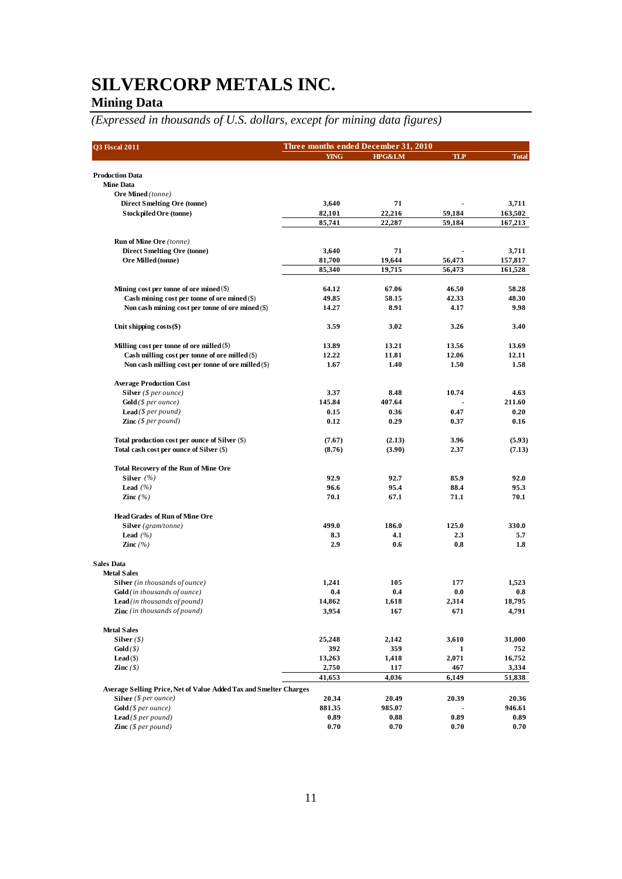# SILVERCORP METALS INC.

## Mining Data

*(Expressed in thousands of U.S. dollars, except for mining data figures)*

| Q3 Fiscal 2011 | Three months ended December 31, 2010 | | | |
|---|---|---|---|---|
| | YING | HPG&LM | TLP | Total |
| **Production Data** | | | | |
| **Mine Data** | | | | |
| **Ore Mined** *(tonne)* | | | | |
| Direct Smelting Ore (tonne) | 3,640 | 71 | - | 3,711 |
| Stockpiled Ore (tonne) | 82,101 | 22,216 | 59,184 | 163,502 |
| | 85,741 | 22,287 | 59,184 | 167,213 |
| **Run of Mine Ore** *(tonne)* | | | | |
| Direct Smelting Ore (tonne) | 3,640 | 71 | - | 3,711 |
| Ore Milled (tonne) | 81,700 | 19,644 | 56,473 | 157,817 |
| | 85,340 | 19,715 | 56,473 | 161,528 |
| Mining cost per tonne of ore mined ($) | 64.12 | 67.06 | 46.50 | 58.28 |
| Cash mining cost per tonne of ore mined ($) | 49.85 | 58.15 | 42.33 | 48.30 |
| Non cash mining cost per tonne of ore mined ($) | 14.27 | 8.91 | 4.17 | 9.98 |
| Unit shipping costs($) | 3.59 | 3.02 | 3.26 | 3.40 |
| Milling cost per tonne of ore milled ($) | 13.89 | 13.21 | 13.56 | 13.69 |
| Cash milling cost per tonne of ore milled ($) | 12.22 | 11.81 | 12.06 | 12.11 |
| Non cash milling cost per tonne of ore milled ($) | 1.67 | 1.40 | 1.50 | 1.58 |
| **Average Production Cost** | | | | |
| Silver *($ per ounce)* | 3.37 | 8.48 | 10.74 | 4.63 |
| Gold *($ per ounce)* | 145.84 | 407.64 | - | 211.60 |
| Lead *($ per pound)* | 0.15 | 0.36 | 0.47 | 0.20 |
| Zinc *($ per pound)* | 0.12 | 0.29 | 0.37 | 0.16 |
| Total production cost per ounce of Silver ($) | (7.67) | (2.13) | 3.96 | (5.93) |
| Total cash cost per ounce of Silver ($) | (8.76) | (3.90) | 2.37 | (7.13) |
| **Total Recovery of the Run of Mine Ore** | | | | |
| Silver *(%)* | 92.9 | 92.7 | 85.9 | 92.0 |
| Lead *(%)* | 96.6 | 95.4 | 88.4 | 95.3 |
| Zinc *(%)* | 70.1 | 67.1 | 71.1 | 70.1 |
| **Head Grades of Run of Mine Ore** | | | | |
| Silver *(gram/tonne)* | 499.0 | 186.0 | 125.0 | 330.0 |
| Lead *(%)* | 8.3 | 4.1 | 2.3 | 5.7 |
| Zinc *(%)* | 2.9 | 0.6 | 0.8 | 1.8 |
| **Sales Data** | | | | |
| **Metal Sales** | | | | |
| Silver *(in thousands of ounce)* | 1,241 | 105 | 177 | 1,523 |
| Gold *(in thousands of ounce)* | 0.4 | 0.4 | 0.0 | 0.8 |
| Lead *(in thousands of pound)* | 14,862 | 1,618 | 2,314 | 18,795 |
| Zinc *(in thousands of pound)* | 3,954 | 167 | 671 | 4,791 |
| **Metal Sales** | | | | |
| Silver *($)* | 25,248 | 2,142 | 3,610 | 31,000 |
| Gold *($)* | 392 | 359 | 1 | 752 |
| Lead ($) | 13,263 | 1,418 | 2,071 | 16,752 |
| Zinc *($)* | 2,750 | 117 | 467 | 3,334 |
| | 41,653 | 4,036 | 6,149 | 51,838 |
| **Average Selling Price, Net of Value Added Tax and Smelter Charges** | | | | |
| Silver *($ per ounce)* | 20.34 | 20.49 | 20.39 | 20.36 |
| Gold *($ per ounce)* | 881.35 | 985.07 | - | 946.61 |
| Lead *($ per pound)* | 0.89 | 0.88 | 0.89 | 0.89 |
| Zinc *($ per pound)* | 0.70 | 0.70 | 0.70 | 0.70 |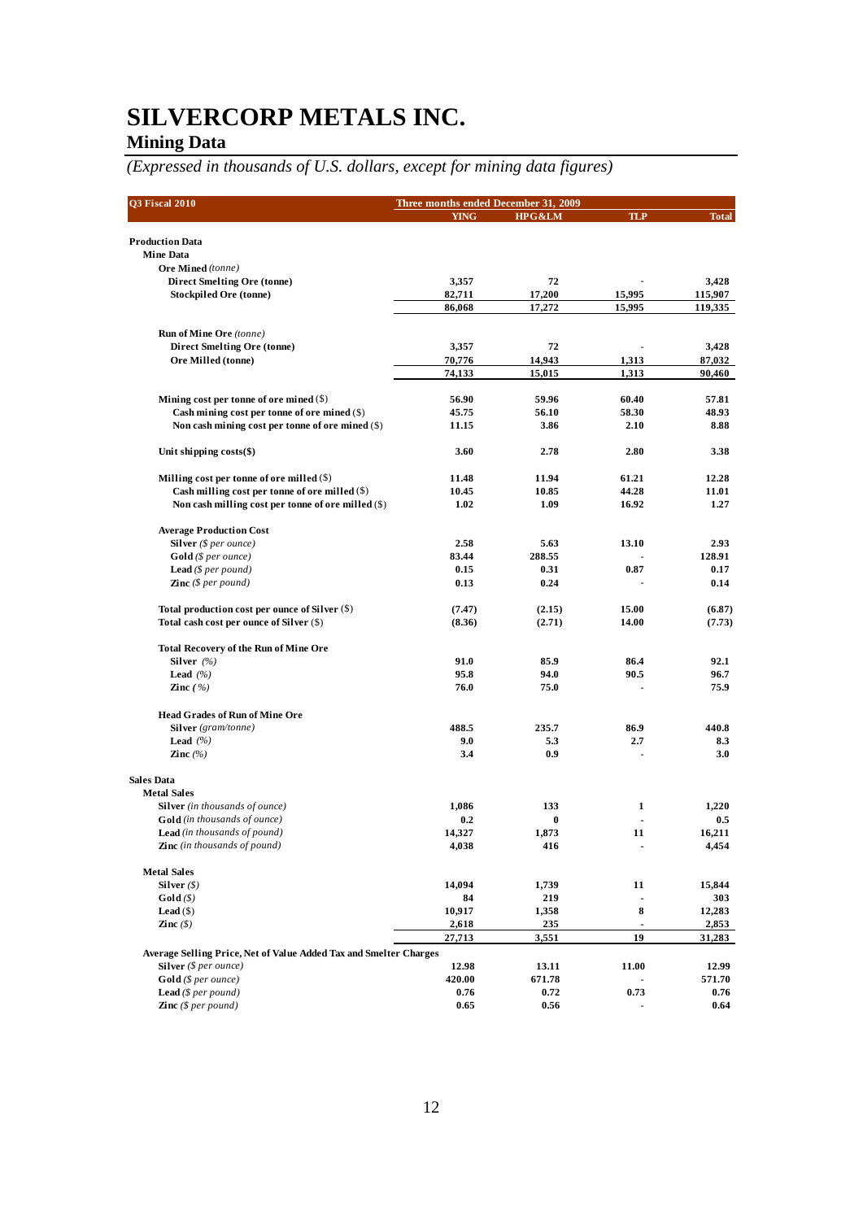# SILVERCORP METALS INC.

## Mining Data

*(Expressed in thousands of U.S. dollars, except for mining data figures)*

| Q3 Fiscal 2010 | Three months ended December 31, 2009 | | | |
|---|---|---|---|---|
| | YING | HPG&LM | TLP | Total |
| **Production Data** | | | | |
| **Mine Data** | | | | |
| **Ore Mined** *(tonne)* | | | | |
| Direct Smelting Ore (tonne) | 3,357 | 72 | - | 3,428 |
| Stockpiled Ore (tonne) | 82,711 | 17,200 | 15,995 | 115,907 |
| | 86,068 | 17,272 | 15,995 | 119,335 |
| **Run of Mine Ore** *(tonne)* | | | | |
| Direct Smelting Ore (tonne) | 3,357 | 72 | - | 3,428 |
| Ore Milled (tonne) | 70,776 | 14,943 | 1,313 | 87,032 |
| | 74,133 | 15,015 | 1,313 | 90,460 |
| Mining cost per tonne of ore mined ($) | 56.90 | 59.96 | 60.40 | 57.81 |
| Cash mining cost per tonne of ore mined ($) | 45.75 | 56.10 | 58.30 | 48.93 |
| Non cash mining cost per tonne of ore mined ($) | 11.15 | 3.86 | 2.10 | 8.88 |
| Unit shipping costs($) | 3.60 | 2.78 | 2.80 | 3.38 |
| Milling cost per tonne of ore milled ($) | 11.48 | 11.94 | 61.21 | 12.28 |
| Cash milling cost per tonne of ore milled ($) | 10.45 | 10.85 | 44.28 | 11.01 |
| Non cash milling cost per tonne of ore milled ($) | 1.02 | 1.09 | 16.92 | 1.27 |
| **Average Production Cost** | | | | |
| Silver *($ per ounce)* | 2.58 | 5.63 | 13.10 | 2.93 |
| Gold *($ per ounce)* | 83.44 | 288.55 | - | 128.91 |
| Lead *($ per pound)* | 0.15 | 0.31 | 0.87 | 0.17 |
| Zinc *($ per pound)* | 0.13 | 0.24 | - | 0.14 |
| Total production cost per ounce of Silver ($) | (7.47) | (2.15) | 15.00 | (6.87) |
| Total cash cost per ounce of Silver ($) | (8.36) | (2.71) | 14.00 | (7.73) |
| **Total Recovery of the Run of Mine Ore** | | | | |
| Silver *(%)* | 91.0 | 85.9 | 86.4 | 92.1 |
| Lead *(%)* | 95.8 | 94.0 | 90.5 | 96.7 |
| Zinc *(%)* | 76.0 | 75.0 | - | 75.9 |
| **Head Grades of Run of Mine Ore** | | | | |
| Silver *(gram/tonne)* | 488.5 | 235.7 | 86.9 | 440.8 |
| Lead *(%)* | 9.0 | 5.3 | 2.7 | 8.3 |
| Zinc *(%)* | 3.4 | 0.9 | - | 3.0 |
| **Sales Data** | | | | |
| **Metal Sales** | | | | |
| Silver *(in thousands of ounce)* | 1,086 | 133 | 1 | 1,220 |
| Gold *(in thousands of ounce)* | 0.2 | 0 | - | 0.5 |
| Lead *(in thousands of pound)* | 14,327 | 1,873 | 11 | 16,211 |
| Zinc *(in thousands of pound)* | 4,038 | 416 | - | 4,454 |
| **Metal Sales** | | | | |
| Silver *($)* | 14,094 | 1,739 | 11 | 15,844 |
| Gold *($)* | 84 | 219 | - | 303 |
| Lead ($) | 10,917 | 1,358 | 8 | 12,283 |
| Zinc *($)* | 2,618 | 235 | - | 2,853 |
| | 27,713 | 3,551 | 19 | 31,283 |
| **Average Selling Price, Net of Value Added Tax and Smelter Charges** | | | | |
| Silver *($ per ounce)* | 12.98 | 13.11 | 11.00 | 12.99 |
| Gold *($ per ounce)* | 420.00 | 671.78 | - | 571.70 |
| Lead *($ per pound)* | 0.76 | 0.72 | 0.73 | 0.76 |
| Zinc *($ per pound)* | 0.65 | 0.56 | - | 0.64 |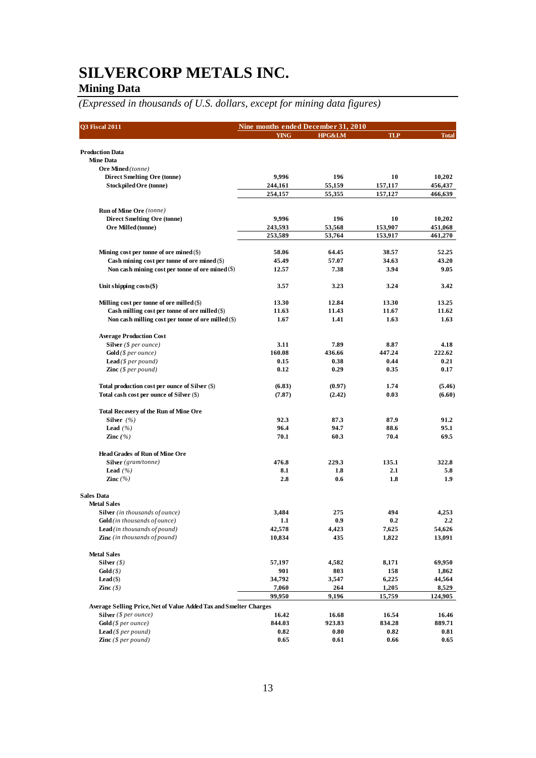# SILVERCORP METALS INC.

## Mining Data

*(Expressed in thousands of U.S. dollars, except for mining data figures)*

| Q3 Fiscal 2011 | Nine months ended December 31, 2010 | | | |
|---|---|---|---|---|
| | YING | HPG&LM | TLP | Total |
| **Production Data** | | | | |
| **Mine Data** | | | | |
| **Ore Mined** *(tonne)* | | | | |
| **Direct Smelting Ore (tonne)** | 9,996 | 196 | 10 | 10,202 |
| **Stockpiled Ore (tonne)** | 244,161 | 55,159 | 157,117 | 456,437 |
| | 254,157 | 55,355 | 157,127 | 466,639 |
| **Run of Mine Ore** *(tonne)* | | | | |
| **Direct Smelting Ore (tonne)** | 9,996 | 196 | 10 | 10,202 |
| **Ore Milled (tonne)** | 243,593 | 53,568 | 153,907 | 451,068 |
| | 253,589 | 53,764 | 153,917 | 461,270 |
| **Mining cost per tonne of ore mined** ($) | 58.06 | 64.45 | 38.57 | 52.25 |
| **Cash mining cost per tonne of ore mined** ($) | 45.49 | 57.07 | 34.63 | 43.20 |
| **Non cash mining cost per tonne of ore mined** ($) | 12.57 | 7.38 | 3.94 | 9.05 |
| **Unit shipping costs($)** | 3.57 | 3.23 | 3.24 | 3.42 |
| **Milling cost per tonne of ore milled** ($) | 13.30 | 12.84 | 13.30 | 13.25 |
| **Cash milling cost per tonne of ore milled** ($) | 11.63 | 11.43 | 11.67 | 11.62 |
| **Non cash milling cost per tonne of ore milled** ($) | 1.67 | 1.41 | 1.63 | 1.63 |
| **Average Production Cost** | | | | |
| **Silver** *($ per ounce)* | 3.11 | 7.89 | 8.87 | 4.18 |
| **Gold** *($ per ounce)* | 160.08 | 436.66 | 447.24 | 222.62 |
| **Lead** *($ per pound)* | 0.15 | 0.38 | 0.44 | 0.21 |
| **Zinc** *($ per pound)* | 0.12 | 0.29 | 0.35 | 0.17 |
| **Total production cost per ounce of Silver** ($) | (6.83) | (0.97) | 1.74 | (5.46) |
| **Total cash cost per ounce of Silver** ($) | (7.87) | (2.42) | 0.03 | (6.60) |
| **Total Recovery of the Run of Mine Ore** | | | | |
| **Silver** *(%)* | 92.3 | 87.3 | 87.9 | 91.2 |
| **Lead** *(%)* | 96.4 | 94.7 | 88.6 | 95.1 |
| **Zinc** *(%)* | 70.1 | 60.3 | 70.4 | 69.5 |
| **Head Grades of Run of Mine Ore** | | | | |
| **Silver** *(gram/tonne)* | 476.8 | 229.3 | 135.1 | 322.8 |
| **Lead** *(%)* | 8.1 | 1.8 | 2.1 | 5.8 |
| **Zinc** *(%)* | 2.8 | 0.6 | 1.8 | 1.9 |
| **Sales Data** | | | | |
| **Metal Sales** | | | | |
| **Silver** *(in thousands of ounce)* | 3,484 | 275 | 494 | 4,253 |
| **Gold** *(in thousands of ounce)* | 1.1 | 0.9 | 0.2 | 2.2 |
| **Lead** *(in thousands of pound)* | 42,578 | 4,423 | 7,625 | 54,626 |
| **Zinc** *(in thousands of pound)* | 10,834 | 435 | 1,822 | 13,091 |
| **Metal Sales** | | | | |
| **Silver** *($)* | 57,197 | 4,582 | 8,171 | 69,950 |
| **Gold** *($)* | 901 | 803 | 158 | 1,862 |
| **Lead** ($) | 34,792 | 3,547 | 6,225 | 44,564 |
| **Zinc** *($)* | 7,060 | 264 | 1,205 | 8,529 |
| | 99,950 | 9,196 | 15,759 | 124,905 |
| **Average Selling Price, Net of Value Added Tax and Smelter Charges** | | | | |
| **Silver** *($ per ounce)* | 16.42 | 16.68 | 16.54 | 16.46 |
| **Gold** *($ per ounce)* | 844.03 | 923.83 | 834.28 | 889.71 |
| **Lead** *($ per pound)* | 0.82 | 0.80 | 0.82 | 0.81 |
| **Zinc** *($ per pound)* | 0.65 | 0.61 | 0.66 | 0.65 |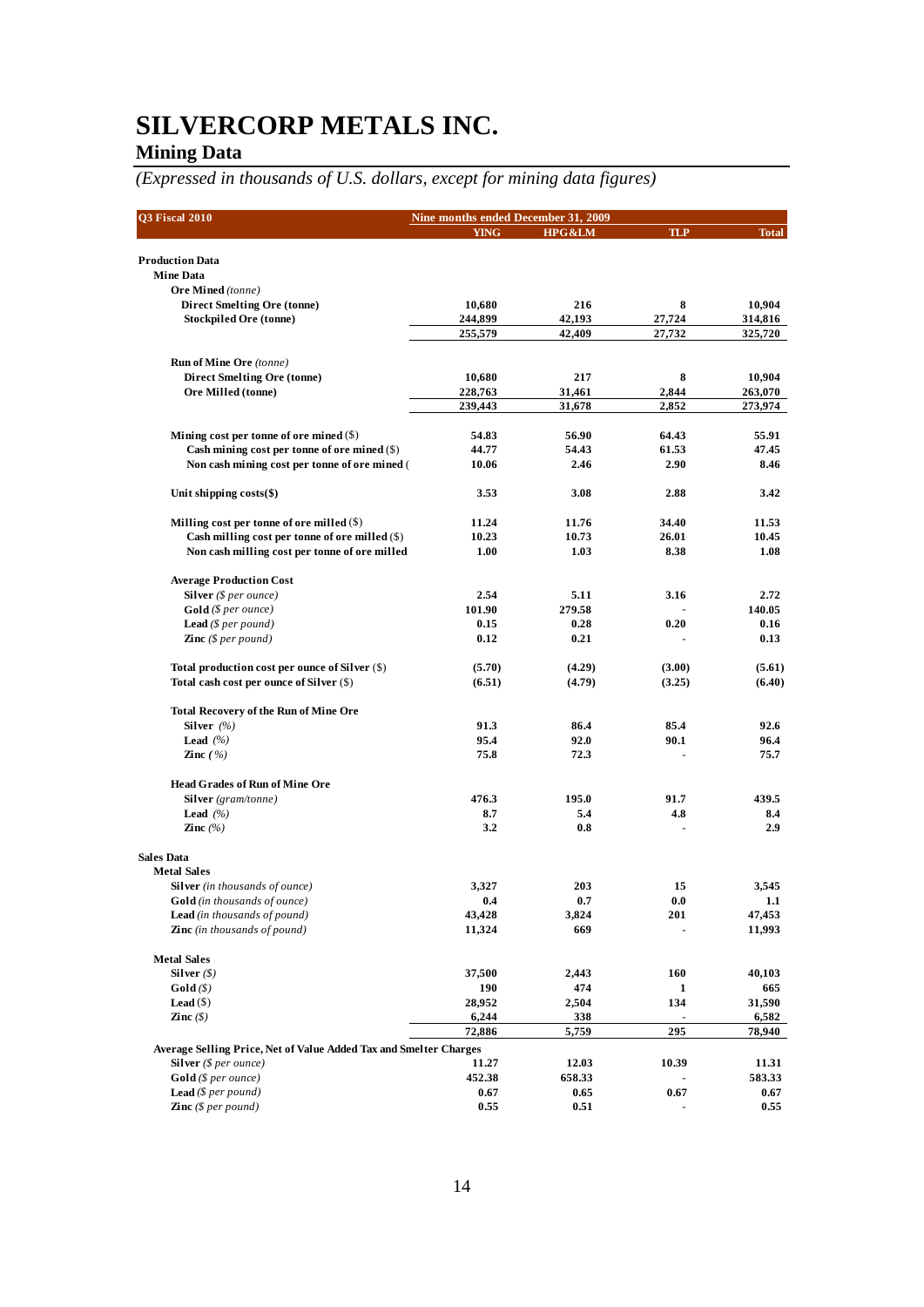# SILVERCORP METALS INC.

## Mining Data

*(Expressed in thousands of U.S. dollars, except for mining data figures)*

| Q3 Fiscal 2010 | Nine months ended December 31, 2009 | | | |
|---|---|---|---|---|
| | YING | HPG&LM | TLP | Total |
| **Production Data** | | | | |
| **Mine Data** | | | | |
| **Ore Mined** *(tonne)* | | | | |
| Direct Smelting Ore (tonne) | 10,680 | 216 | 8 | 10,904 |
| Stockpiled Ore (tonne) | 244,899 | 42,193 | 27,724 | 314,816 |
| | 255,579 | 42,409 | 27,732 | 325,720 |
| **Run of Mine Ore** *(tonne)* | | | | |
| Direct Smelting Ore (tonne) | 10,680 | 217 | 8 | 10,904 |
| Ore Milled (tonne) | 228,763 | 31,461 | 2,844 | 263,070 |
| | 239,443 | 31,678 | 2,852 | 273,974 |
| **Mining cost per tonne of ore mined** ($) | 54.83 | 56.90 | 64.43 | 55.91 |
| Cash mining cost per tonne of ore mined ($) | 44.77 | 54.43 | 61.53 | 47.45 |
| Non cash mining cost per tonne of ore mined ( | 10.06 | 2.46 | 2.90 | 8.46 |
| **Unit shipping costs($)** | 3.53 | 3.08 | 2.88 | 3.42 |
| **Milling cost per tonne of ore milled** ($) | 11.24 | 11.76 | 34.40 | 11.53 |
| Cash milling cost per tonne of ore milled ($) | 10.23 | 10.73 | 26.01 | 10.45 |
| Non cash milling cost per tonne of ore milled | 1.00 | 1.03 | 8.38 | 1.08 |
| **Average Production Cost** | | | | |
| **Silver** *($ per ounce)* | 2.54 | 5.11 | 3.16 | 2.72 |
| **Gold** *($ per ounce)* | 101.90 | 279.58 | - | 140.05 |
| **Lead** *($ per pound)* | 0.15 | 0.28 | 0.20 | 0.16 |
| **Zinc** *($ per pound)* | 0.12 | 0.21 | - | 0.13 |
| **Total production cost per ounce of Silver** ($) | (5.70) | (4.29) | (3.00) | (5.61) |
| **Total cash cost per ounce of Silver** ($) | (6.51) | (4.79) | (3.25) | (6.40) |
| **Total Recovery of the Run of Mine Ore** | | | | |
| **Silver** *(%)* | 91.3 | 86.4 | 85.4 | 92.6 |
| **Lead** *(%)* | 95.4 | 92.0 | 90.1 | 96.4 |
| **Zinc** *(%)* | 75.8 | 72.3 | - | 75.7 |
| **Head Grades of Run of Mine Ore** | | | | |
| **Silver** *(gram/tonne)* | 476.3 | 195.0 | 91.7 | 439.5 |
| **Lead** *(%)* | 8.7 | 5.4 | 4.8 | 8.4 |
| **Zinc** *(%)* | 3.2 | 0.8 | - | 2.9 |
| **Sales Data** | | | | |
| **Metal Sales** | | | | |
| **Silver** *(in thousands of ounce)* | 3,327 | 203 | 15 | 3,545 |
| **Gold** *(in thousands of ounce)* | 0.4 | 0.7 | 0.0 | 1.1 |
| **Lead** *(in thousands of pound)* | 43,428 | 3,824 | 201 | 47,453 |
| **Zinc** *(in thousands of pound)* | 11,324 | 669 | - | 11,993 |
| **Metal Sales** | | | | |
| **Silver** *($)* | 37,500 | 2,443 | 160 | 40,103 |
| **Gold** *($)* | 190 | 474 | 1 | 665 |
| **Lead** ($) | 28,952 | 2,504 | 134 | 31,590 |
| **Zinc** *($)* | 6,244 | 338 | - | 6,582 |
| | 72,886 | 5,759 | 295 | 78,940 |
| **Average Selling Price, Net of Value Added Tax and Smelter Charges** | | | | |
| **Silver** *($ per ounce)* | 11.27 | 12.03 | 10.39 | 11.31 |
| **Gold** *($ per ounce)* | 452.38 | 658.33 | - | 583.33 |
| **Lead** *($ per pound)* | 0.67 | 0.65 | 0.67 | 0.67 |
| **Zinc** *($ per pound)* | 0.55 | 0.51 | - | 0.55 |